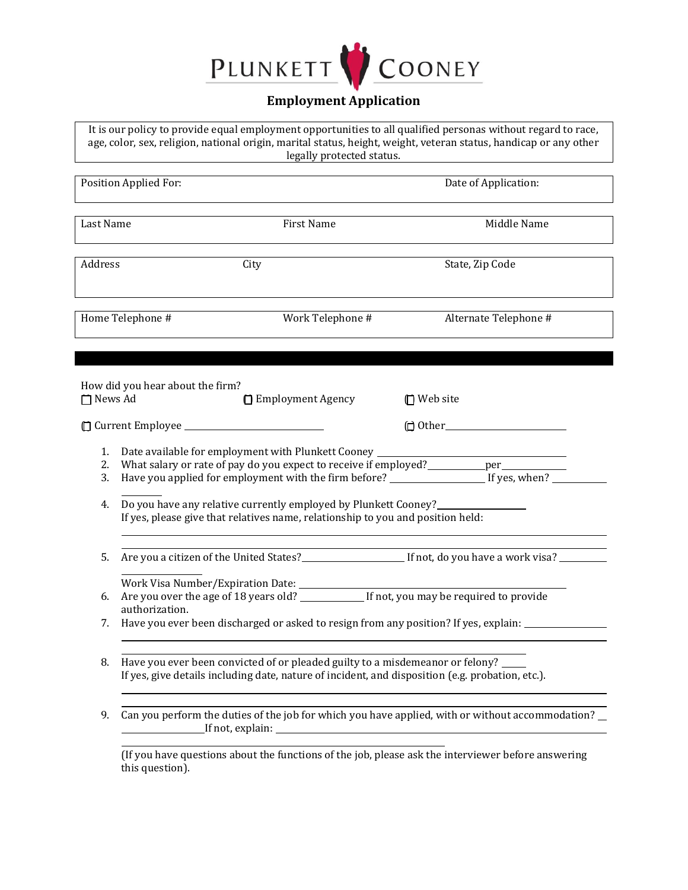# PLUNKETT COONEY

## Employment Application

It is our policy to provide equal employment opportunities to all qualified personas without regard to race, age, color, sex, religion, national origin, marital status, height, weight, veteran status, handicap or any other legally protected status.

| Position Applied For: | | Date of Application: |
|---|---|---|

| Last Name | First Name | Middle Name |
|---|---|---|

| Address | City | State, Zip Code |
|---|---|---|

| Home Telephone # | Work Telephone # | Alternate Telephone # |
|---|---|---|

How did you hear about the firm?

☐ News Ad ☐ Employment Agency ☐ Web site

☐ Current Employee ____________________ ☐ Other____________________

1. Date available for employment with Plunkett Cooney ____________________
2. What salary or rate of pay do you expect to receive if employed?__________per__________
3. Have you applied for employment with the firm before? ______________ If yes, when? __________
4. Do you have any relative currently employed by Plunkett Cooney?______________
   If yes, please give that relatives name, relationship to you and position held:
   ________________________________________
   ________________________________________
5. Are you a citizen of the United States?______________ If not, do you have a work visa? __________
   Work Visa Number/Expiration Date: ____________________
6. Are you over the age of 18 years old? __________ If not, you may be required to provide authorization.
7. Have you ever been discharged or asked to resign from any position? If yes, explain: ______________
   ________________________________________
8. Have you ever been convicted of or pleaded guilty to a misdemeanor or felony? ____
   If yes, give details including date, nature of incident, and disposition (e.g. probation, etc.).
   ________________________________________
9. Can you perform the duties of the job for which you have applied, with or without accommodation? __________If not, explain: ____________________
   ________________________________________
   (If you have questions about the functions of the job, please ask the interviewer before answering this question).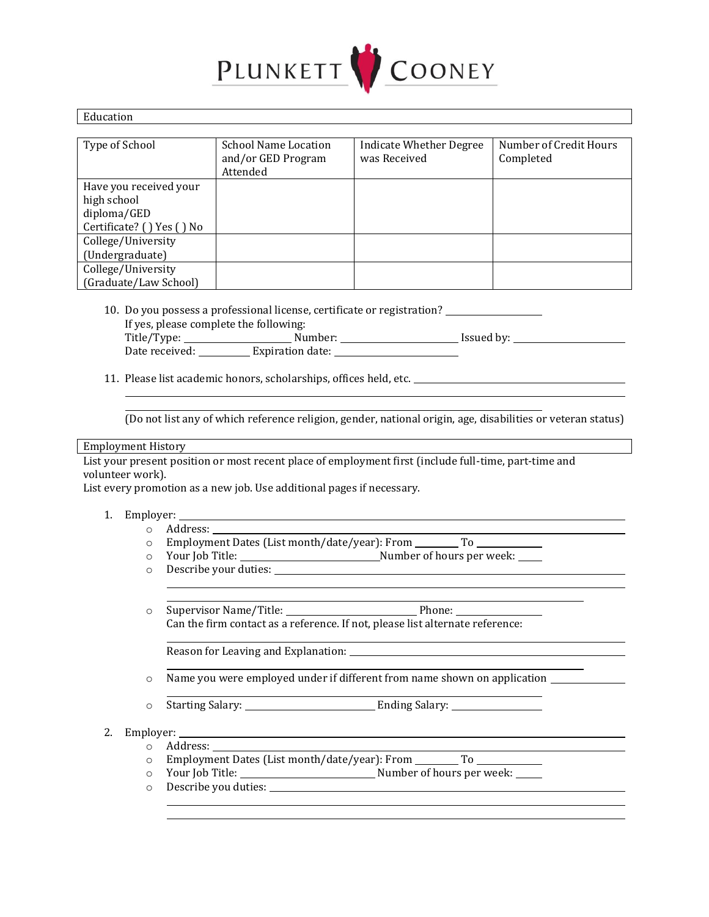PLUNKETT COONEY

## Education

| Type of School | School Name Location and/or GED Program Attended | Indicate Whether Degree was Received | Number of Credit Hours Completed |
|---|---|---|---|
| Have you received your high school diploma/GED Certificate? ( ) Yes ( ) No | | | |
| College/University (Undergraduate) | | | |
| College/University (Graduate/Law School) | | | |

10. Do you possess a professional license, certificate or registration? ________________
    If yes, please complete the following:
    Title/Type: ________________ Number: ________________ Issued by: ________________
    Date received: ________ Expiration date: ________________

11. Please list academic honors, scholarships, offices held, etc. ________________________________
    ________________________________________________________________
    ________________________________________________________________
    (Do not list any of which reference religion, gender, national origin, age, disabilities or veteran status)

## Employment History

List your present position or most recent place of employment first (include full-time, part-time and volunteer work).
List every promotion as a new job. Use additional pages if necessary.

1. Employer: ________________________________________________
   - Address: ________________________________________________
   - Employment Dates (List month/date/year): From ________ To ________
   - Your Job Title: ____________________ Number of hours per week: ____
   - Describe your duties: ________________________________________
     ________________________________________________________________
     ________________________________________________________________
   - Supervisor Name/Title: ____________________ Phone: ______________
     Can the firm contact as a reference. If not, please list alternate reference:
     ________________________________________________________________
     Reason for Leaving and Explanation: ______________________________
     ________________________________________________________________
   - Name you were employed under if different from name shown on application ____________
     ________________________________________________________________
   - Starting Salary: ____________________ Ending Salary: ______________

2. Employer: ________________________________________________
   - Address: ________________________________________________
   - Employment Dates (List month/date/year): From ________ To ________
   - Your Job Title: ____________________ Number of hours per week: ____
   - Describe you duties: ________________________________________
     ________________________________________________________________
     ________________________________________________________________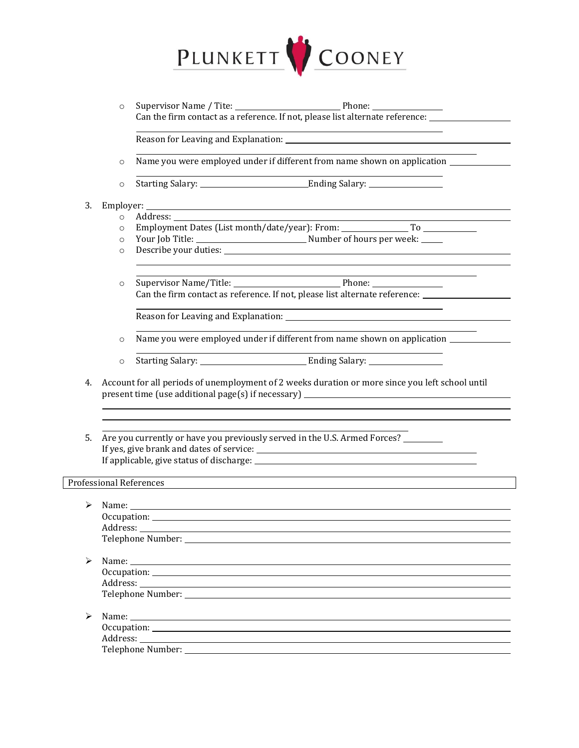- Supervisor Name / Tite: ______________________ Phone: ______________
  Can the firm contact as a reference. If not, please list alternate reference: ______________
  ______________________________________________
  Reason for Leaving and Explanation: ______________________________________________
  ______________________________________________
- Name you were employed under if different from name shown on application ______________
  ______________________________________________
- Starting Salary: ______________________ Ending Salary: ______________

3. Employer: ______________________________________________
   - Address: ______________________________________________
   - Employment Dates (List month/date/year): From: ______________ To ______________
   - Your Job Title: ______________________ Number of hours per week: ______
   - Describe your duties: ______________________________________________
     ______________________________________________
     ______________________________________________
   - Supervisor Name/Title: ______________________ Phone: ______________
     Can the firm contact as reference. If not, please list alternate reference: ______________
     ______________________________________________
     Reason for Leaving and Explanation: ______________________________________________
     ______________________________________________
   - Name you were employed under if different from name shown on application ______________
     ______________________________________________
   - Starting Salary: ______________________ Ending Salary: ______________

4. Account for all periods of unemployment of 2 weeks duration or more since you left school until present time (use additional page(s) if necessary) ______________________________________________
   ______________________________________________
   ______________________________________________
   ______________________________________________

5. Are you currently or have you previously served in the U.S. Armed Forces? __________
   If yes, give brank and dates of service: ______________________________________________
   If applicable, give status of discharge: ______________________________________________

## Professional References

- Name: ______________________________________________
  Occupation: ______________________________________________
  Address: ______________________________________________
  Telephone Number: ______________________________________________

- Name: ______________________________________________
  Occupation: ______________________________________________
  Address: ______________________________________________
  Telephone Number: ______________________________________________

- Name: ______________________________________________
  Occupation: ______________________________________________
  Address: ______________________________________________
  Telephone Number: ______________________________________________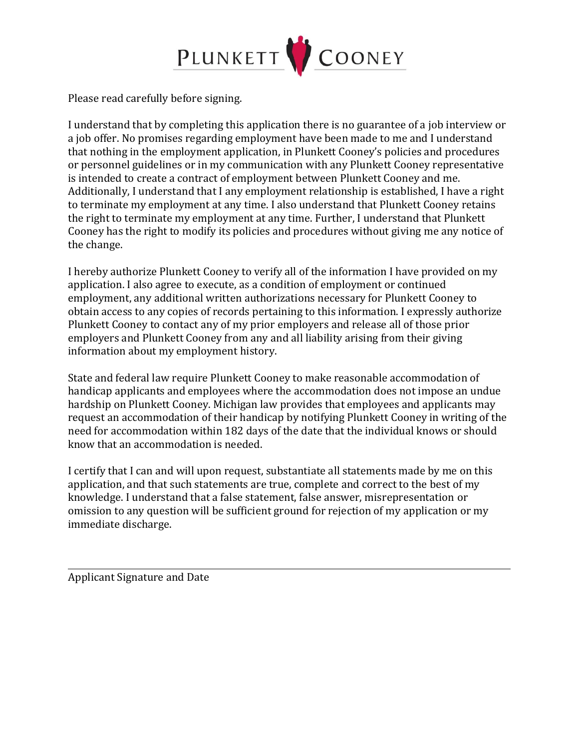PLUNKETT COONEY

Please read carefully before signing.

I understand that by completing this application there is no guarantee of a job interview or a job offer. No promises regarding employment have been made to me and I understand that nothing in the employment application, in Plunkett Cooney's policies and procedures or personnel guidelines or in my communication with any Plunkett Cooney representative is intended to create a contract of employment between Plunkett Cooney and me. Additionally, I understand that I any employment relationship is established, I have a right to terminate my employment at any time. I also understand that Plunkett Cooney retains the right to terminate my employment at any time. Further, I understand that Plunkett Cooney has the right to modify its policies and procedures without giving me any notice of the change.

I hereby authorize Plunkett Cooney to verify all of the information I have provided on my application. I also agree to execute, as a condition of employment or continued employment, any additional written authorizations necessary for Plunkett Cooney to obtain access to any copies of records pertaining to this information. I expressly authorize Plunkett Cooney to contact any of my prior employers and release all of those prior employers and Plunkett Cooney from any and all liability arising from their giving information about my employment history.

State and federal law require Plunkett Cooney to make reasonable accommodation of handicap applicants and employees where the accommodation does not impose an undue hardship on Plunkett Cooney. Michigan law provides that employees and applicants may request an accommodation of their handicap by notifying Plunkett Cooney in writing of the need for accommodation within 182 days of the date that the individual knows or should know that an accommodation is needed.

I certify that I can and will upon request, substantiate all statements made by me on this application, and that such statements are true, complete and correct to the best of my knowledge. I understand that a false statement, false answer, misrepresentation or omission to any question will be sufficient ground for rejection of my application or my immediate discharge.

\_\_\_\_\_\_\_\_\_\_\_\_\_\_\_\_\_\_\_\_\_\_\_\_\_\_\_\_\_\_\_\_\_\_\_\_\_\_\_\_\_\_\_\_\_\_\_\_\_\_\_\_\_\_\_\_\_\_\_\_\_\_\_\_

Applicant Signature and Date